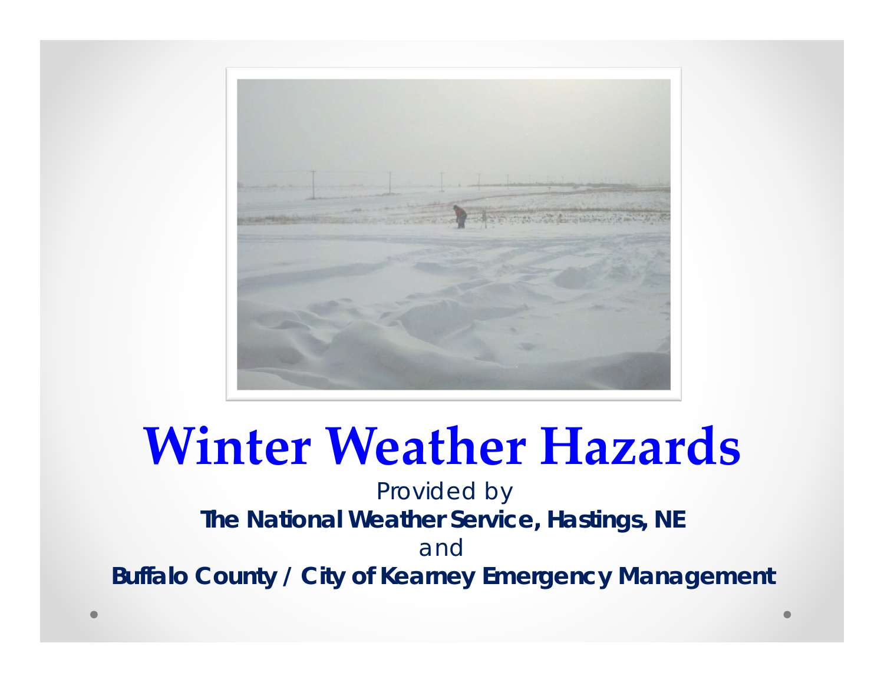# Winter Weather Hazards

Provided by

**The National Weather Service, Hastings, NE**

and

**Buffalo County / City of Kearney Emergency Management**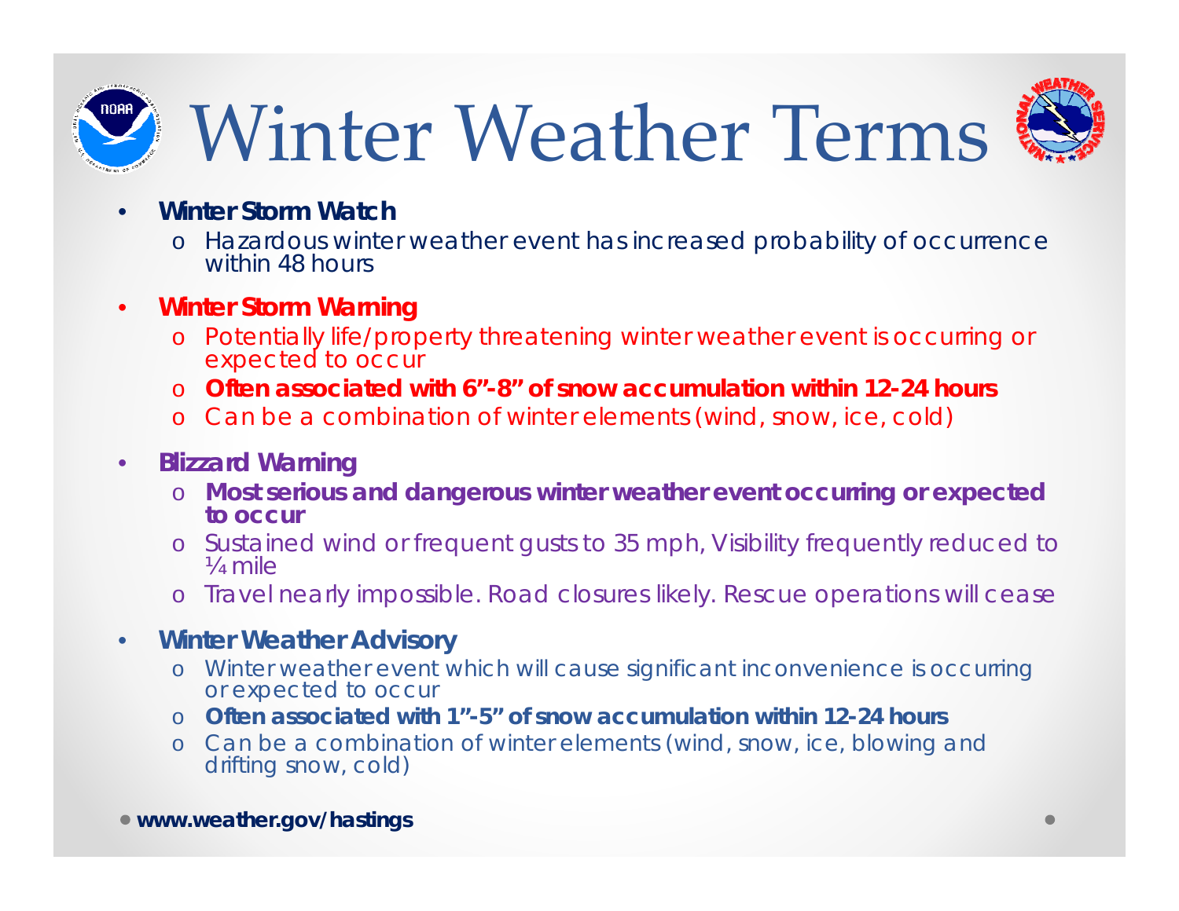# Winter Weather Terms

- **Winter Storm Watch**
  - Hazardous winter weather event has increased probability of occurrence within 48 hours
- **Winter Storm Warning**
  - Potentially life/property threatening winter weather event is occurring or expected to occur
  - **Often associated with 6"-8" of snow accumulation within 12-24 hours**
  - Can be a combination of winter elements (wind, snow, ice, cold)
- **Blizzard Warning**
  - **Most serious and dangerous winter weather event occurring or expected to occur**
  - Sustained wind or frequent gusts to 35 mph, Visibility frequently reduced to ¼ mile
  - Travel nearly impossible. Road closures likely. Rescue operations will cease
- **Winter Weather Advisory**
  - Winter weather event which will cause significant inconvenience is occurring or expected to occur
  - **Often associated with 1"-5" of snow accumulation within 12-24 hours**
  - Can be a combination of winter elements (wind, snow, ice, blowing and drifting snow, cold)

**www.weather.gov/hastings**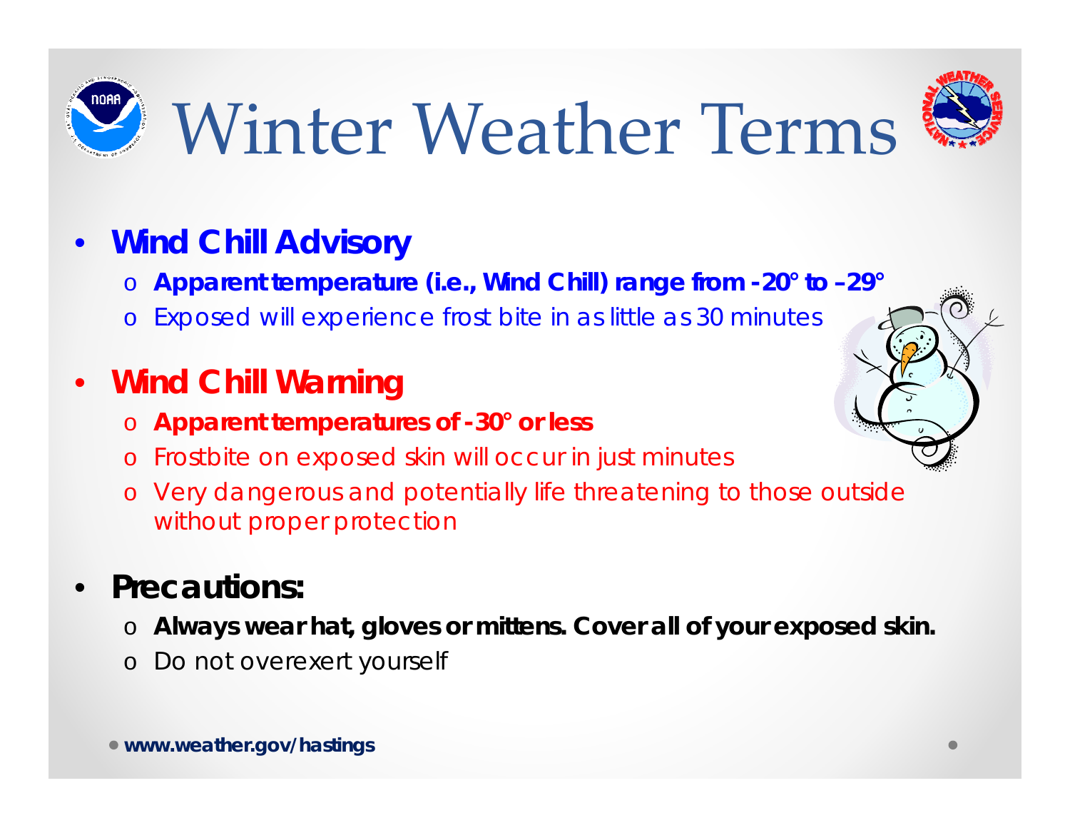# Winter Weather Terms

- **Wind Chill Advisory**
  - **Apparent temperature (i.e., Wind Chill) range from -20° to –29°**
  - Exposed will experience frost bite in as little as 30 minutes
- **Wind Chill Warning**
  - **Apparent temperatures of -30° or less**
  - Frostbite on exposed skin will occur in just minutes
  - Very dangerous and potentially life threatening to those outside without proper protection
- **Precautions:**
  - **Always wear hat, gloves or mittens. Cover all of your exposed skin.**
  - Do not overexert yourself

**www.weather.gov/hastings**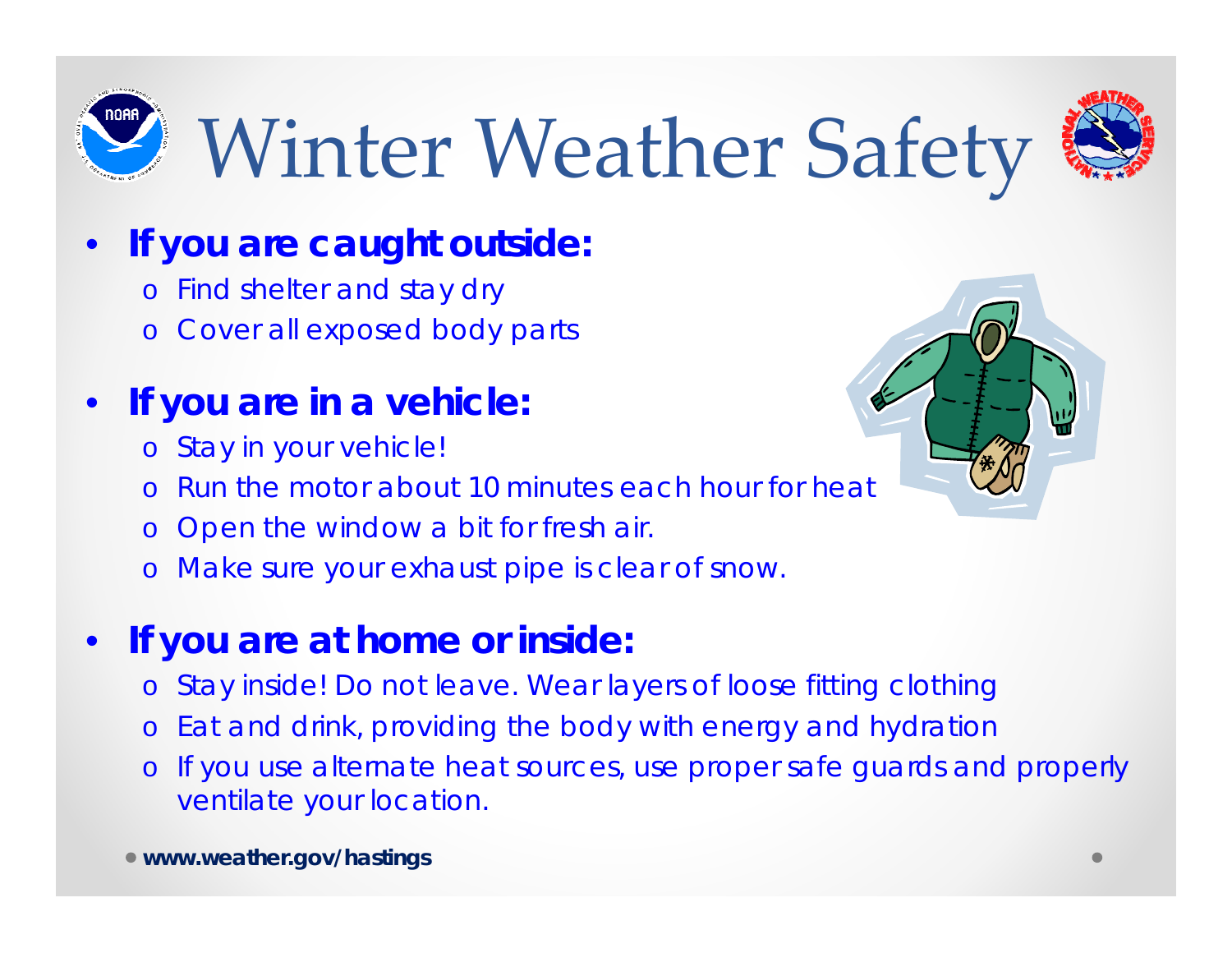# Winter Weather Safety

- **If you are caught outside:**
  - Find shelter and stay dry
  - Cover all exposed body parts
- **If you are in a vehicle:**
  - Stay in your vehicle!
  - Run the motor about 10 minutes each hour for heat
  - Open the window a bit for fresh air.
  - Make sure your exhaust pipe is clear of snow.
- **If you are at home or inside:**
  - Stay inside! Do not leave. Wear layers of loose fitting clothing
  - Eat and drink, providing the body with energy and hydration
  - If you use alternate heat sources, use proper safe guards and properly ventilate your location.

**www.weather.gov/hastings**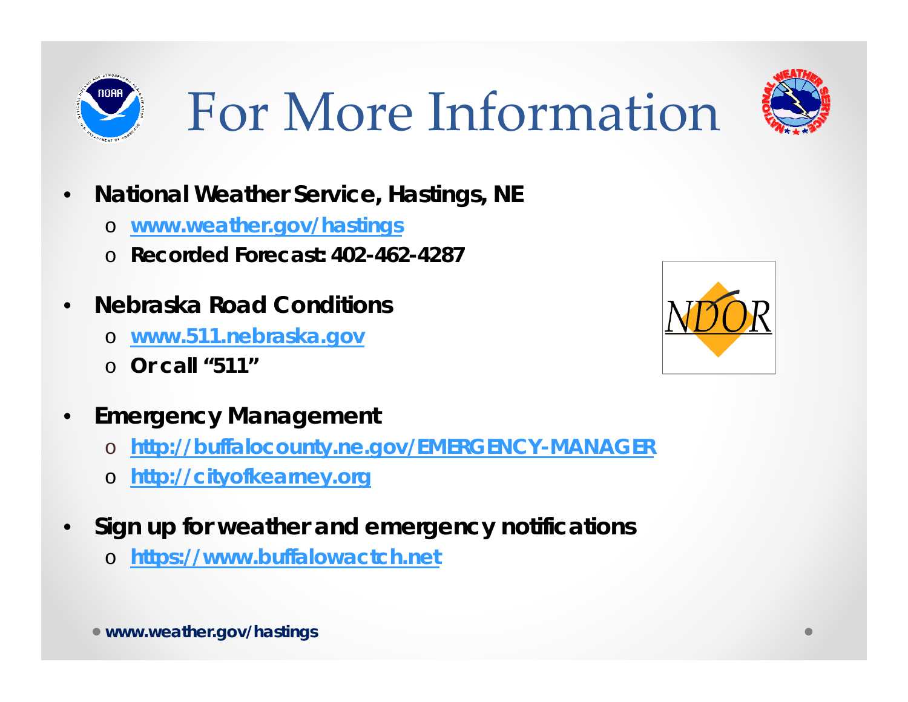# For More Information

- **National Weather Service, Hastings, NE**
  - **www.weather.gov/hastings**
  - **Recorded Forecast: 402-462-4287**
- **Nebraska Road Conditions**
  - **www.511.nebraska.gov**
  - **Or call "511"**
- **Emergency Management**
  - **http://buffalocounty.ne.gov/EMERGENCY-MANAGER**
  - **http://cityofkearney.org**
- **Sign up for weather and emergency notifications**
  - **https://www.buffalowactch.net**